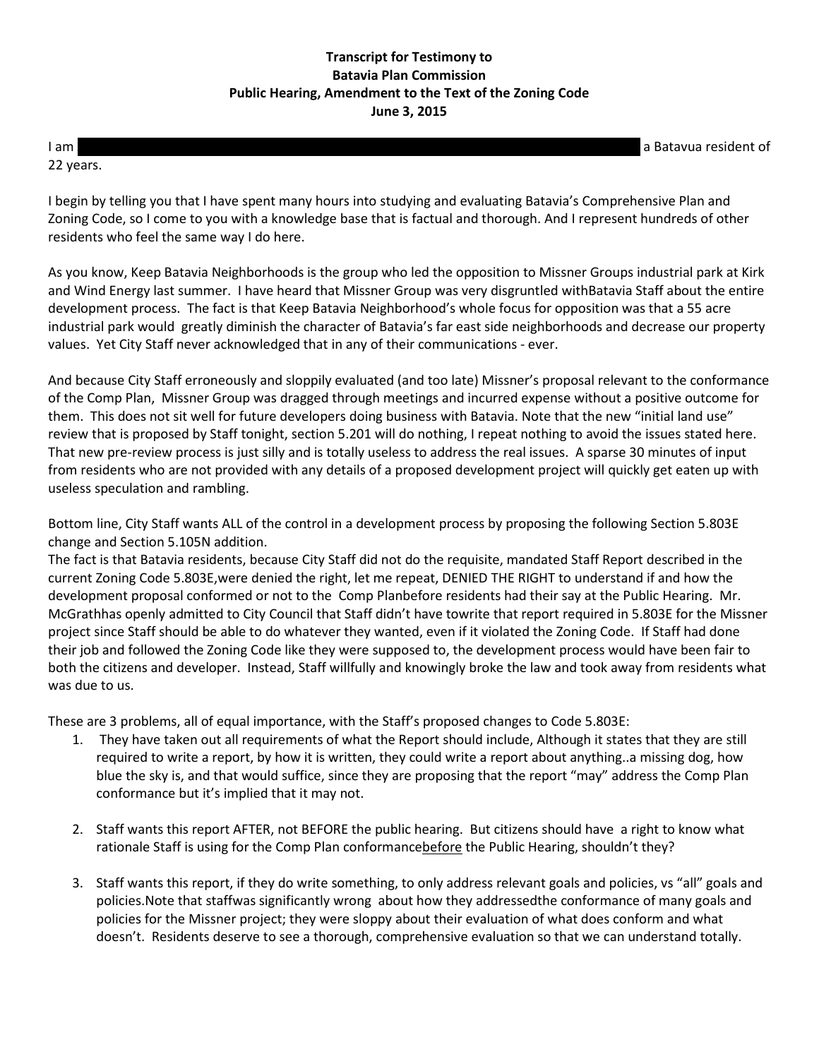**Transcript for Testimony to**
**Batavia Plan Commission**
**Public Hearing, Amendment to the Text of the Zoning Code**
**June 3, 2015**

I am ██████████████████████████████████████████ a Batavua resident of 22 years.

I begin by telling you that I have spent many hours into studying and evaluating Batavia's Comprehensive Plan and Zoning Code, so I come to you with a knowledge base that is factual and thorough. And I represent hundreds of other residents who feel the same way I do here.

As you know, Keep Batavia Neighborhoods is the group who led the opposition to Missner Groups industrial park at Kirk and Wind Energy last summer. I have heard that Missner Group was very disgruntled withBatavia Staff about the entire development process. The fact is that Keep Batavia Neighborhood's whole focus for opposition was that a 55 acre industrial park would greatly diminish the character of Batavia's far east side neighborhoods and decrease our property values. Yet City Staff never acknowledged that in any of their communications - ever.

And because City Staff erroneously and sloppily evaluated (and too late) Missner's proposal relevant to the conformance of the Comp Plan, Missner Group was dragged through meetings and incurred expense without a positive outcome for them. This does not sit well for future developers doing business with Batavia. Note that the new "initial land use" review that is proposed by Staff tonight, section 5.201 will do nothing, I repeat nothing to avoid the issues stated here. That new pre-review process is just silly and is totally useless to address the real issues. A sparse 30 minutes of input from residents who are not provided with any details of a proposed development project will quickly get eaten up with useless speculation and rambling.

Bottom line, City Staff wants ALL of the control in a development process by proposing the following Section 5.803E change and Section 5.105N addition.
The fact is that Batavia residents, because City Staff did not do the requisite, mandated Staff Report described in the current Zoning Code 5.803E,were denied the right, let me repeat, DENIED THE RIGHT to understand if and how the development proposal conformed or not to the Comp Planbefore residents had their say at the Public Hearing. Mr. McGrathhas openly admitted to City Council that Staff didn't have towrite that report required in 5.803E for the Missner project since Staff should be able to do whatever they wanted, even if it violated the Zoning Code. If Staff had done their job and followed the Zoning Code like they were supposed to, the development process would have been fair to both the citizens and developer. Instead, Staff willfully and knowingly broke the law and took away from residents what was due to us.

These are 3 problems, all of equal importance, with the Staff's proposed changes to Code 5.803E:

1. They have taken out all requirements of what the Report should include, Although it states that they are still required to write a report, by how it is written, they could write a report about anything..a missing dog, how blue the sky is, and that would suffice, since they are proposing that the report "may" address the Comp Plan conformance but it's implied that it may not.

2. Staff wants this report AFTER, not BEFORE the public hearing. But citizens should have a right to know what rationale Staff is using for the Comp Plan conformance<u>before</u> the Public Hearing, shouldn't they?

3. Staff wants this report, if they do write something, to only address relevant goals and policies, vs "all" goals and policies.Note that staffwas significantly wrong about how they addressedthe conformance of many goals and policies for the Missner project; they were sloppy about their evaluation of what does conform and what doesn't. Residents deserve to see a thorough, comprehensive evaluation so that we can understand totally.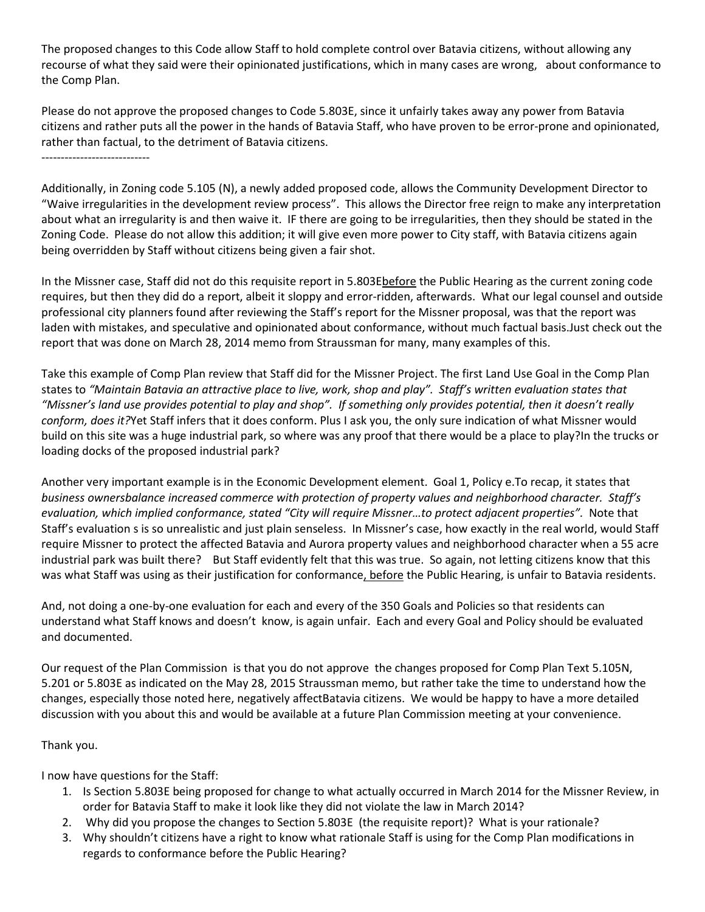The proposed changes to this Code allow Staff to hold complete control over Batavia citizens, without allowing any recourse of what they said were their opinionated justifications, which in many cases are wrong, about conformance to the Comp Plan.

Please do not approve the proposed changes to Code 5.803E, since it unfairly takes away any power from Batavia citizens and rather puts all the power in the hands of Batavia Staff, who have proven to be error-prone and opinionated, rather than factual, to the detriment of Batavia citizens.

----------------------------

Additionally, in Zoning code 5.105 (N), a newly added proposed code, allows the Community Development Director to "Waive irregularities in the development review process". This allows the Director free reign to make any interpretation about what an irregularity is and then waive it. IF there are going to be irregularities, then they should be stated in the Zoning Code. Please do not allow this addition; it will give even more power to City staff, with Batavia citizens again being overridden by Staff without citizens being given a fair shot.

In the Missner case, Staff did not do this requisite report in 5.803E<u>before</u> the Public Hearing as the current zoning code requires, but then they did do a report, albeit it sloppy and error-ridden, afterwards. What our legal counsel and outside professional city planners found after reviewing the Staff's report for the Missner proposal, was that the report was laden with mistakes, and speculative and opinionated about conformance, without much factual basis.Just check out the report that was done on March 28, 2014 memo from Straussman for many, many examples of this.

Take this example of Comp Plan review that Staff did for the Missner Project. The first Land Use Goal in the Comp Plan states to *"Maintain Batavia an attractive place to live, work, shop and play". Staff's written evaluation states that "Missner's land use provides potential to play and shop". If something only provides potential, then it doesn't really conform, does it?*Yet Staff infers that it does conform. Plus I ask you, the only sure indication of what Missner would build on this site was a huge industrial park, so where was any proof that there would be a place to play?In the trucks or loading docks of the proposed industrial park?

Another very important example is in the Economic Development element. Goal 1, Policy e.To recap, it states that *business ownersbalance increased commerce with protection of property values and neighborhood character. Staff's evaluation, which implied conformance, stated "City will require Missner…to protect adjacent properties".* Note that Staff's evaluation s is so unrealistic and just plain senseless. In Missner's case, how exactly in the real world, would Staff require Missner to protect the affected Batavia and Aurora property values and neighborhood character when a 55 acre industrial park was built there? But Staff evidently felt that this was true. So again, not letting citizens know that this was what Staff was using as their justification for conformance<u>, before</u> the Public Hearing, is unfair to Batavia residents.

And, not doing a one-by-one evaluation for each and every of the 350 Goals and Policies so that residents can understand what Staff knows and doesn't know, is again unfair. Each and every Goal and Policy should be evaluated and documented.

Our request of the Plan Commission is that you do not approve the changes proposed for Comp Plan Text 5.105N, 5.201 or 5.803E as indicated on the May 28, 2015 Straussman memo, but rather take the time to understand how the changes, especially those noted here, negatively affectBatavia citizens. We would be happy to have a more detailed discussion with you about this and would be available at a future Plan Commission meeting at your convenience.

Thank you.

I now have questions for the Staff:

1. Is Section 5.803E being proposed for change to what actually occurred in March 2014 for the Missner Review, in order for Batavia Staff to make it look like they did not violate the law in March 2014?
2. Why did you propose the changes to Section 5.803E (the requisite report)? What is your rationale?
3. Why shouldn't citizens have a right to know what rationale Staff is using for the Comp Plan modifications in regards to conformance before the Public Hearing?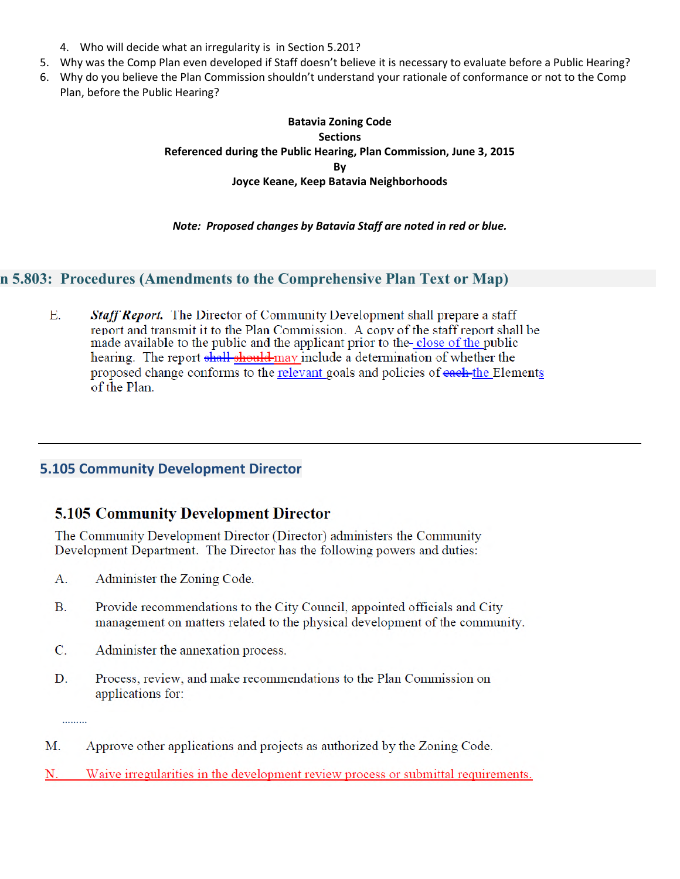4. Who will decide what an irregularity is in Section 5.201?
5. Why was the Comp Plan even developed if Staff doesn't believe it is necessary to evaluate before a Public Hearing?
6. Why do you believe the Plan Commission shouldn't understand your rationale of conformance or not to the Comp Plan, before the Public Hearing?

**Batavia Zoning Code**
**Sections**
**Referenced during the Public Hearing, Plan Commission, June 3, 2015**
**By**
**Joyce Keane, Keep Batavia Neighborhoods**

***Note: Proposed changes by Batavia Staff are noted in red or blue.***

## n 5.803: Procedures (Amendments to the Comprehensive Plan Text or Map)

E. ***Staff Report.*** The Director of Community Development shall prepare a staff report and transmit it to the Plan Commission. A copy of the staff report shall be made available to the public and the applicant prior to the ~~-~~ close of the public hearing. The report ~~shall~~ ~~should~~ may include a determination of whether the proposed change conforms to the relevant goals and policies of ~~each~~ the Elements of the Plan.

---

## 5.105 Community Development Director

### 5.105 Community Development Director

The Community Development Director (Director) administers the Community Development Department. The Director has the following powers and duties:

A. Administer the Zoning Code.

B. Provide recommendations to the City Council, appointed officials and City management on matters related to the physical development of the community.

C. Administer the annexation process.

D. Process, review, and make recommendations to the Plan Commission on applications for:

………

M. Approve other applications and projects as authorized by the Zoning Code.

N. Waive irregularities in the development review process or submittal requirements.